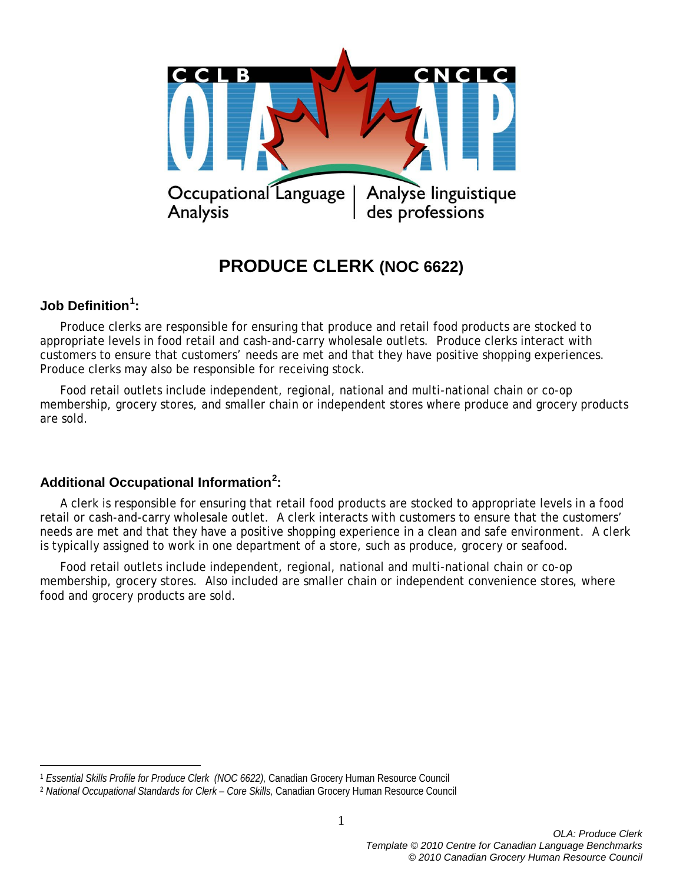CCLB CNCLC

OLA ALP

Occupational Language Analysis | Analyse linguistique des professions

# PRODUCE CLERK (NOC 6622)

## Job Definition[1]:

Produce clerks are responsible for ensuring that produce and retail food products are stocked to appropriate levels in food retail and cash-and-carry wholesale outlets. Produce clerks interact with customers to ensure that customers' needs are met and that they have positive shopping experiences. Produce clerks may also be responsible for receiving stock.

Food retail outlets include independent, regional, national and multi-national chain or co-op membership, grocery stores, and smaller chain or independent stores where produce and grocery products are sold.

## Additional Occupational Information[2]:

A clerk is responsible for ensuring that retail food products are stocked to appropriate levels in a food retail or cash-and-carry wholesale outlet. A clerk interacts with customers to ensure that the customers' needs are met and that they have a positive shopping experience in a clean and safe environment. A clerk is typically assigned to work in one department of a store, such as produce, grocery or seafood.

Food retail outlets include independent, regional, national and multi-national chain or co-op membership, grocery stores. Also included are smaller chain or independent convenience stores, where food and grocery products are sold.

---

[1] *Essential Skills Profile for Produce Clerk (NOC 6622),* Canadian Grocery Human Resource Council

[2] *National Occupational Standards for Clerk – Core Skills,* Canadian Grocery Human Resource Council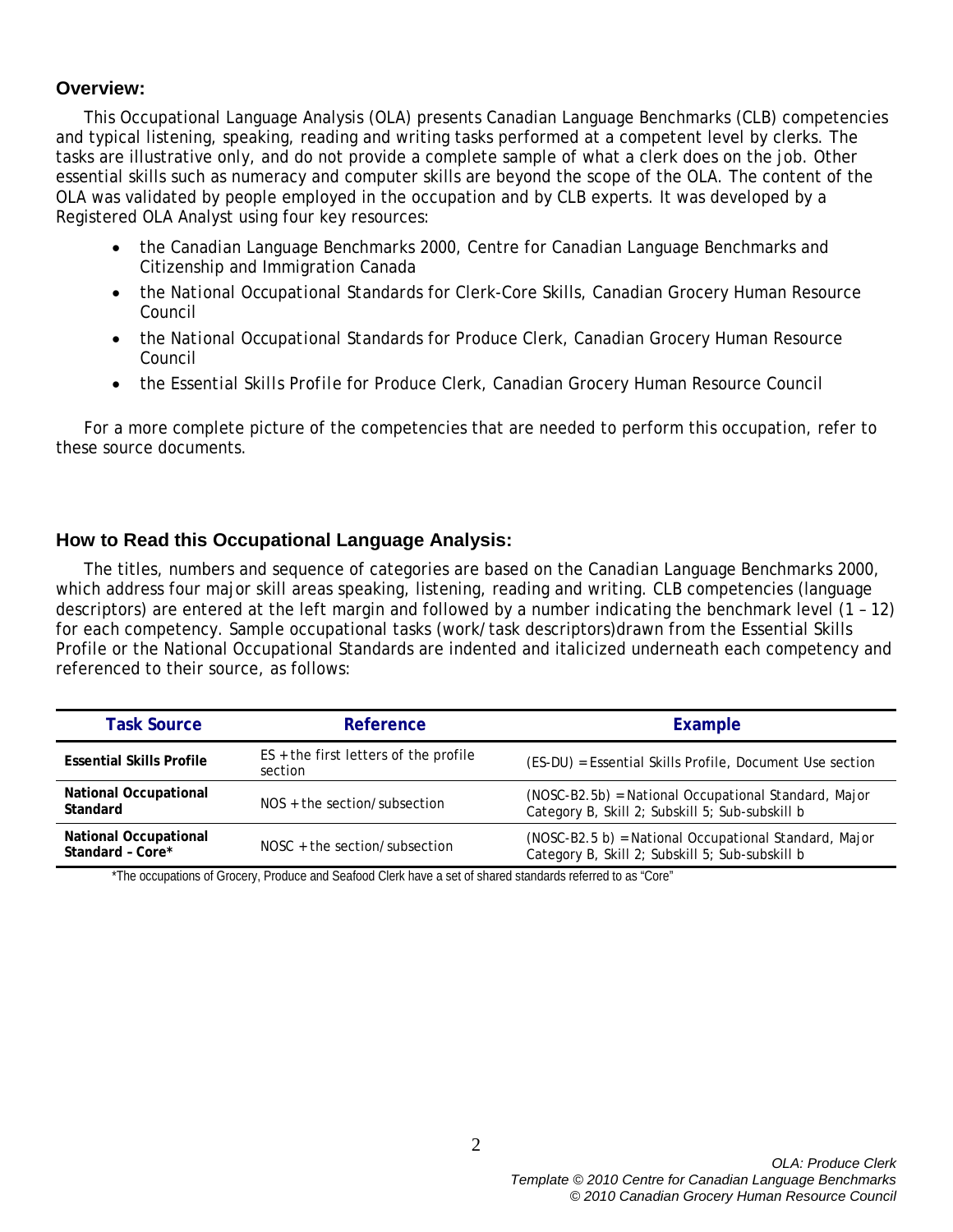## Overview:

This Occupational Language Analysis (OLA) presents Canadian Language Benchmarks (CLB) competencies and typical listening, speaking, reading and writing tasks performed at a competent level by clerks. The tasks are illustrative only, and do not provide a complete sample of what a clerk does on the job. Other essential skills such as numeracy and computer skills are beyond the scope of the OLA. The content of the OLA was validated by people employed in the occupation and by CLB experts. It was developed by a Registered OLA Analyst using four key resources:

- the Canadian Language Benchmarks 2000, Centre for Canadian Language Benchmarks and Citizenship and Immigration Canada
- the *National Occupational Standards for Clerk-Core Skills*, Canadian Grocery Human Resource Council
- the *National Occupational Standards for Produce Clerk*, Canadian Grocery Human Resource Council
- the *Essential Skills Profile for Produce Clerk*, Canadian Grocery Human Resource Council

For a more complete picture of the competencies that are needed to perform this occupation, refer to these source documents.

## How to Read this Occupational Language Analysis:

The titles, numbers and sequence of categories are based on the Canadian Language Benchmarks 2000, which address four major skill areas speaking, listening, reading and writing. CLB competencies (language descriptors) are entered at the left margin and followed by a number indicating the benchmark level (1 – 12) for each competency. Sample occupational tasks (work/task descriptors)drawn from the Essential Skills Profile or the National Occupational Standards are indented and italicized underneath each competency and referenced to their source, as follows:

| Task Source | Reference | Example |
|---|---|---|
| **Essential Skills Profile** | ES + the first letters of the profile section | (ES-DU) = Essential Skills Profile, Document Use section |
| **National Occupational Standard** | NOS + the section/subsection | (NOSC-B2.5b) = National Occupational Standard, Major Category B, Skill 2; Subskill 5; Sub-subskill b |
| **National Occupational Standard – Core*** | NOSC + the section/subsection | (NOSC-B2.5 b) = National Occupational Standard, Major Category B, Skill 2; Subskill 5; Sub-subskill b |

*The occupations of Grocery, Produce and Seafood Clerk have a set of shared standards referred to as "Core"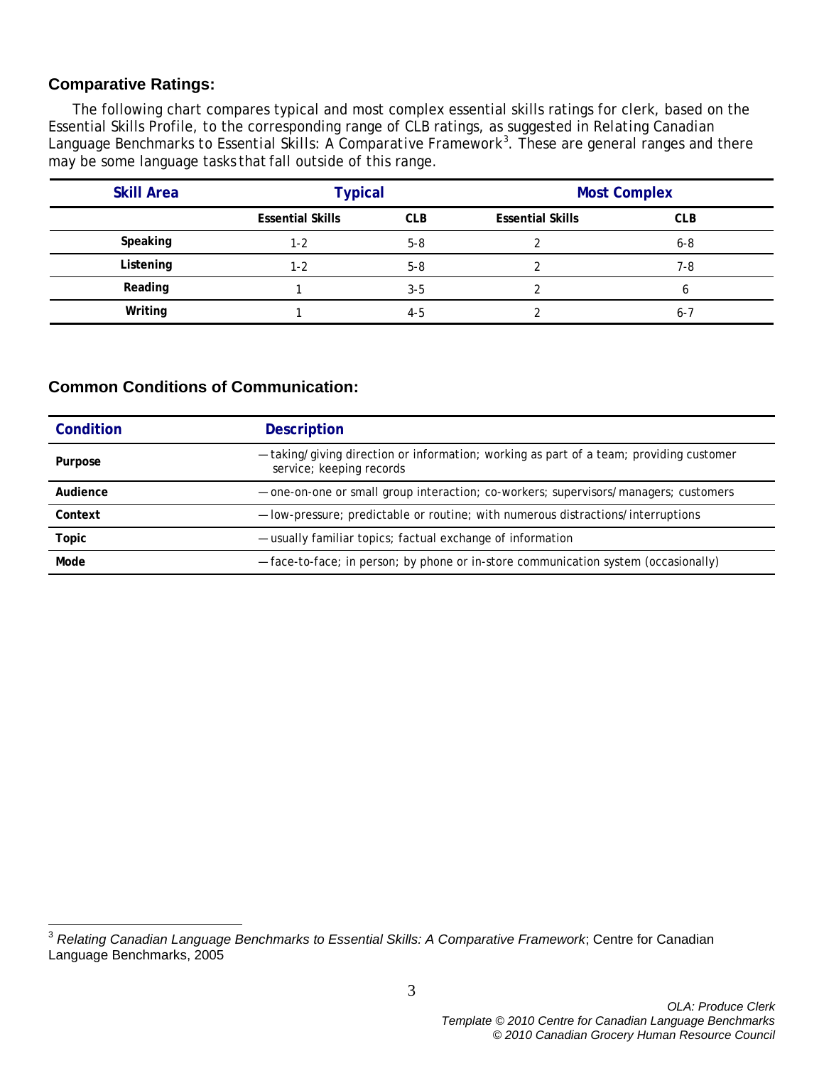## Comparative Ratings:

The following chart compares typical and most complex essential skills ratings for clerk, based on the Essential Skills Profile, to the corresponding range of CLB ratings, as suggested in *Relating Canadian Language Benchmarks to Essential Skills: A Comparative Framework*[3]. These are general ranges and there may be some language tasks that fall outside of this range.

| Skill Area | Typical | | Most Complex | |
|---|---|---|---|---|
| | **Essential Skills** | **CLB** | **Essential Skills** | **CLB** |
| **Speaking** | 1-2 | 5-8 | 2 | 6-8 |
| **Listening** | 1-2 | 5-8 | 2 | 7-8 |
| **Reading** | 1 | 3-5 | 2 | 6 |
| **Writing** | 1 | 4-5 | 2 | 6-7 |

## Common Conditions of Communication:

| Condition | Description |
|---|---|
| **Purpose** | — taking/giving direction or information; working as part of a team; providing customer service; keeping records |
| **Audience** | — one-on-one or small group interaction; co-workers; supervisors/managers; customers |
| **Context** | — low-pressure; predictable or routine; with numerous distractions/interruptions |
| **Topic** | — usually familiar topics; factual exchange of information |
| **Mode** | — face-to-face; in person; by phone or in-store communication system (occasionally) |

[3] *Relating Canadian Language Benchmarks to Essential Skills: A Comparative Framework*; Centre for Canadian Language Benchmarks, 2005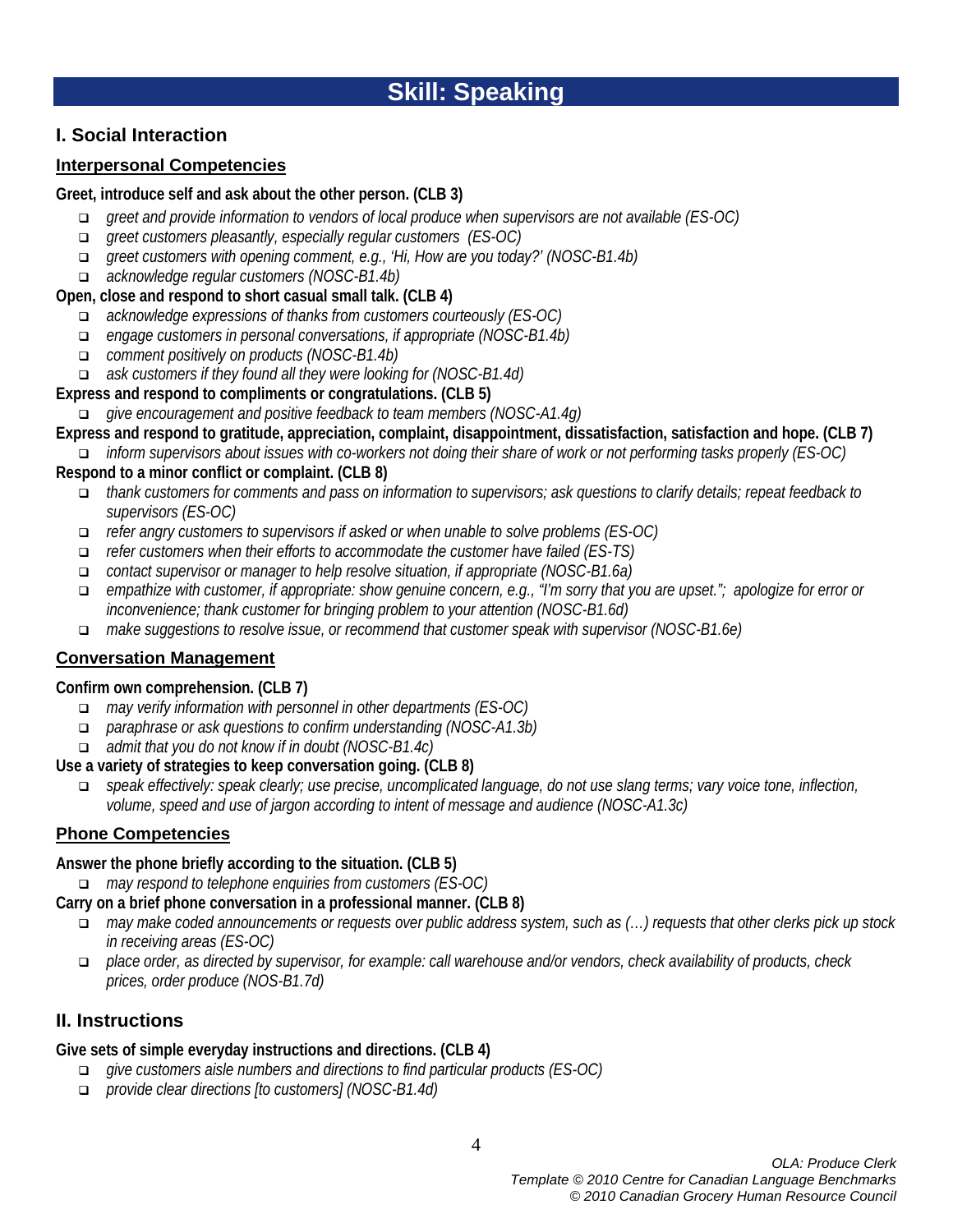# Skill: Speaking

## I. Social Interaction

### Interpersonal Competencies

**Greet, introduce self and ask about the other person. (CLB 3)**

- *greet and provide information to vendors of local produce when supervisors are not available (ES-OC)*
- *greet customers pleasantly, especially regular customers (ES-OC)*
- *greet customers with opening comment, e.g., 'Hi, How are you today?' (NOSC-B1.4b)*
- *acknowledge regular customers (NOSC-B1.4b)*

**Open, close and respond to short casual small talk. (CLB 4)**

- *acknowledge expressions of thanks from customers courteously (ES-OC)*
- *engage customers in personal conversations, if appropriate (NOSC-B1.4b)*
- *comment positively on products (NOSC-B1.4b)*
- *ask customers if they found all they were looking for (NOSC-B1.4d)*

**Express and respond to compliments or congratulations. (CLB 5)**

- *give encouragement and positive feedback to team members (NOSC-A1.4g)*

**Express and respond to gratitude, appreciation, complaint, disappointment, dissatisfaction, satisfaction and hope. (CLB 7)**

- *inform supervisors about issues with co-workers not doing their share of work or not performing tasks properly (ES-OC)*

**Respond to a minor conflict or complaint. (CLB 8)**

- *thank customers for comments and pass on information to supervisors; ask questions to clarify details; repeat feedback to supervisors (ES-OC)*
- *refer angry customers to supervisors if asked or when unable to solve problems (ES-OC)*
- *refer customers when their efforts to accommodate the customer have failed (ES-TS)*
- *contact supervisor or manager to help resolve situation, if appropriate (NOSC-B1.6a)*
- *empathize with customer, if appropriate: show genuine concern, e.g., "I'm sorry that you are upset."; apologize for error or inconvenience; thank customer for bringing problem to your attention (NOSC-B1.6d)*
- *make suggestions to resolve issue, or recommend that customer speak with supervisor (NOSC-B1.6e)*

### Conversation Management

**Confirm own comprehension. (CLB 7)**

- *may verify information with personnel in other departments (ES-OC)*
- *paraphrase or ask questions to confirm understanding (NOSC-A1.3b)*
- *admit that you do not know if in doubt (NOSC-B1.4c)*

**Use a variety of strategies to keep conversation going. (CLB 8)**

- *speak effectively: speak clearly; use precise, uncomplicated language, do not use slang terms; vary voice tone, inflection, volume, speed and use of jargon according to intent of message and audience (NOSC-A1.3c)*

### Phone Competencies

**Answer the phone briefly according to the situation. (CLB 5)**

- *may respond to telephone enquiries from customers (ES-OC)*

**Carry on a brief phone conversation in a professional manner. (CLB 8)**

- *may make coded announcements or requests over public address system, such as (…) requests that other clerks pick up stock in receiving areas (ES-OC)*
- *place order, as directed by supervisor, for example: call warehouse and/or vendors, check availability of products, check prices, order produce (NOS-B1.7d)*

## II. Instructions

**Give sets of simple everyday instructions and directions. (CLB 4)**

- *give customers aisle numbers and directions to find particular products (ES-OC)*
- *provide clear directions [to customers] (NOSC-B1.4d)*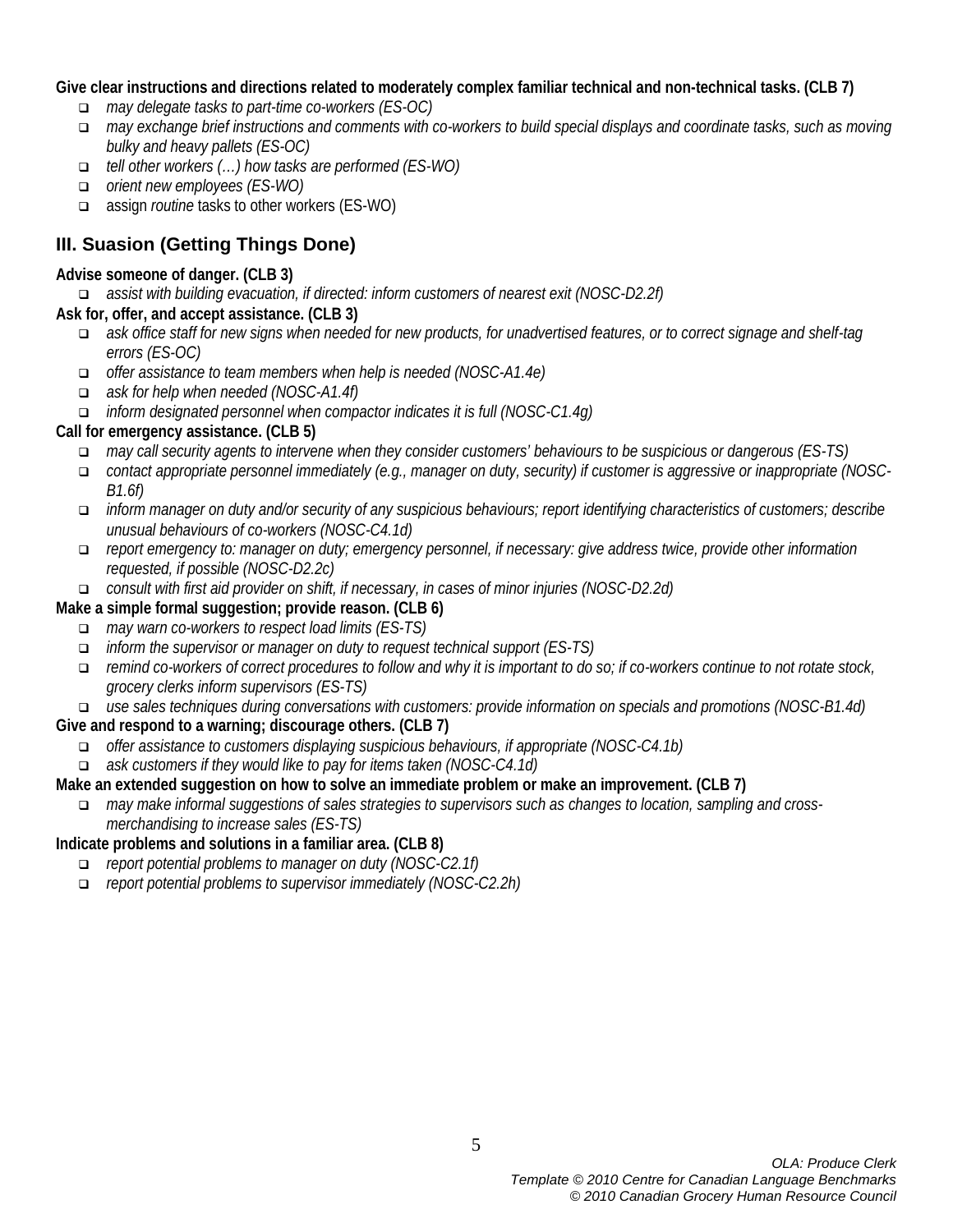**Give clear instructions and directions related to moderately complex familiar technical and non-technical tasks. (CLB 7)**

- *may delegate tasks to part-time co-workers (ES-OC)*
- *may exchange brief instructions and comments with co-workers to build special displays and coordinate tasks, such as moving bulky and heavy pallets (ES-OC)*
- *tell other workers (…) how tasks are performed (ES-WO)*
- *orient new employees (ES-WO)*
- assign *routine* tasks to other workers (ES-WO)

## III. Suasion (Getting Things Done)

**Advise someone of danger. (CLB 3)**

- *assist with building evacuation, if directed: inform customers of nearest exit (NOSC-D2.2f)*

**Ask for, offer, and accept assistance. (CLB 3)**

- *ask office staff for new signs when needed for new products, for unadvertised features, or to correct signage and shelf-tag errors (ES-OC)*
- *offer assistance to team members when help is needed (NOSC-A1.4e)*
- *ask for help when needed (NOSC-A1.4f)*
- *inform designated personnel when compactor indicates it is full (NOSC-C1.4g)*

**Call for emergency assistance. (CLB 5)**

- *may call security agents to intervene when they consider customers' behaviours to be suspicious or dangerous (ES-TS)*
- *contact appropriate personnel immediately (e.g., manager on duty, security) if customer is aggressive or inappropriate (NOSC-B1.6f)*
- *inform manager on duty and/or security of any suspicious behaviours; report identifying characteristics of customers; describe unusual behaviours of co-workers (NOSC-C4.1d)*
- *report emergency to: manager on duty; emergency personnel, if necessary: give address twice, provide other information requested, if possible (NOSC-D2.2c)*
- *consult with first aid provider on shift, if necessary, in cases of minor injuries (NOSC-D2.2d)*

**Make a simple formal suggestion; provide reason. (CLB 6)**

- *may warn co-workers to respect load limits (ES-TS)*
- *inform the supervisor or manager on duty to request technical support (ES-TS)*
- *remind co-workers of correct procedures to follow and why it is important to do so; if co-workers continue to not rotate stock, grocery clerks inform supervisors (ES-TS)*
- *use sales techniques during conversations with customers: provide information on specials and promotions (NOSC-B1.4d)*

**Give and respond to a warning; discourage others. (CLB 7)**

- *offer assistance to customers displaying suspicious behaviours, if appropriate (NOSC-C4.1b)*
- *ask customers if they would like to pay for items taken (NOSC-C4.1d)*

**Make an extended suggestion on how to solve an immediate problem or make an improvement. (CLB 7)**

- *may make informal suggestions of sales strategies to supervisors such as changes to location, sampling and cross-merchandising to increase sales (ES-TS)*

**Indicate problems and solutions in a familiar area. (CLB 8)**

- *report potential problems to manager on duty (NOSC-C2.1f)*
- *report potential problems to supervisor immediately (NOSC-C2.2h)*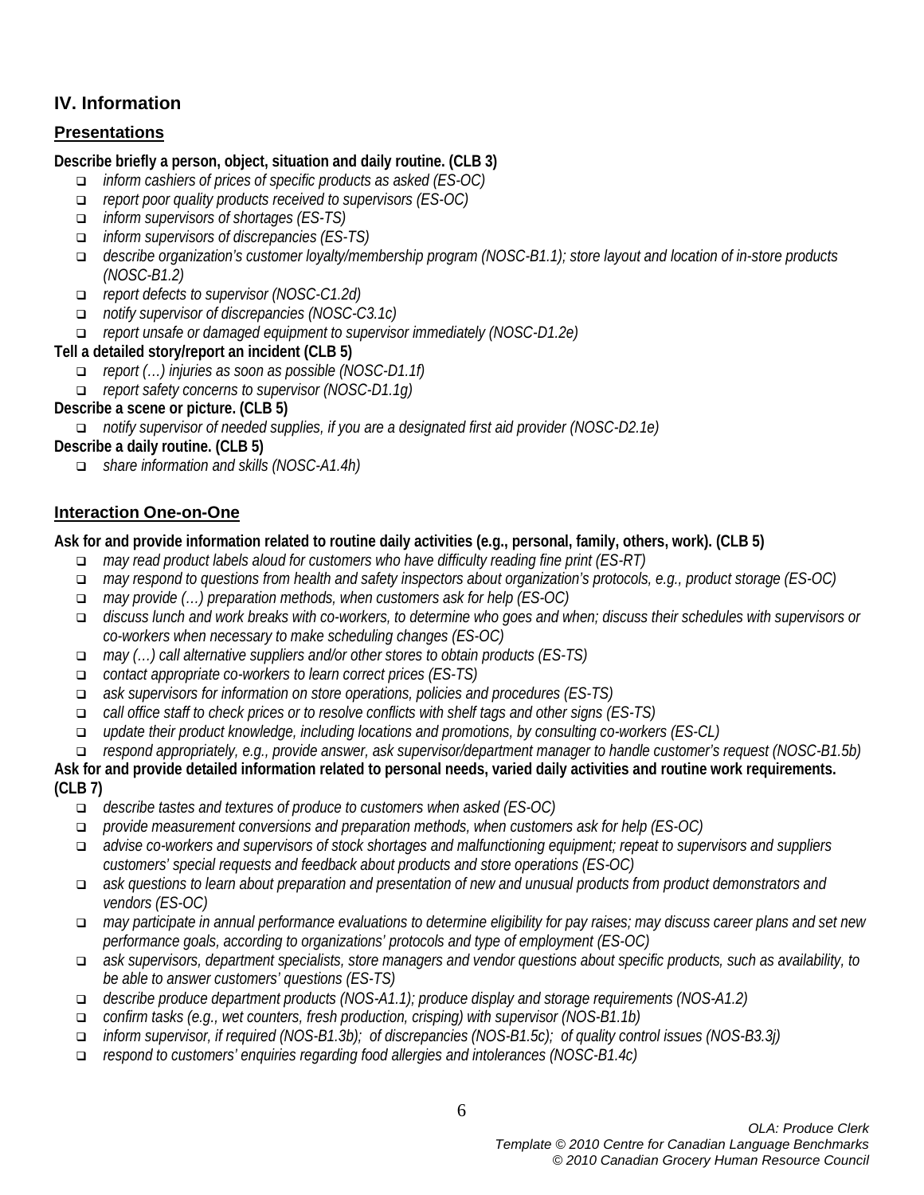## IV. Information

### Presentations

**Describe briefly a person, object, situation and daily routine. (CLB 3)**

- *inform cashiers of prices of specific products as asked (ES-OC)*
- *report poor quality products received to supervisors (ES-OC)*
- *inform supervisors of shortages (ES-TS)*
- *inform supervisors of discrepancies (ES-TS)*
- *describe organization's customer loyalty/membership program (NOSC-B1.1); store layout and location of in-store products (NOSC-B1.2)*
- *report defects to supervisor (NOSC-C1.2d)*
- *notify supervisor of discrepancies (NOSC-C3.1c)*
- *report unsafe or damaged equipment to supervisor immediately (NOSC-D1.2e)*

**Tell a detailed story/report an incident (CLB 5)**

- *report (…) injuries as soon as possible (NOSC-D1.1f)*
- *report safety concerns to supervisor (NOSC-D1.1g)*

**Describe a scene or picture. (CLB 5)**

- *notify supervisor of needed supplies, if you are a designated first aid provider (NOSC-D2.1e)*

**Describe a daily routine. (CLB 5)**

- *share information and skills (NOSC-A1.4h)*

### Interaction One-on-One

**Ask for and provide information related to routine daily activities (e.g., personal, family, others, work). (CLB 5)**

- *may read product labels aloud for customers who have difficulty reading fine print (ES-RT)*
- *may respond to questions from health and safety inspectors about organization's protocols, e.g., product storage (ES-OC)*
- *may provide (…) preparation methods, when customers ask for help (ES-OC)*
- *discuss lunch and work breaks with co-workers, to determine who goes and when; discuss their schedules with supervisors or co-workers when necessary to make scheduling changes (ES-OC)*
- *may (…) call alternative suppliers and/or other stores to obtain products (ES-TS)*
- *contact appropriate co-workers to learn correct prices (ES-TS)*
- *ask supervisors for information on store operations, policies and procedures (ES-TS)*
- *call office staff to check prices or to resolve conflicts with shelf tags and other signs (ES-TS)*
- *update their product knowledge, including locations and promotions, by consulting co-workers (ES-CL)*
- *respond appropriately, e.g., provide answer, ask supervisor/department manager to handle customer's request (NOSC-B1.5b)*

**Ask for and provide detailed information related to personal needs, varied daily activities and routine work requirements. (CLB 7)**

- *describe tastes and textures of produce to customers when asked (ES-OC)*
- *provide measurement conversions and preparation methods, when customers ask for help (ES-OC)*
- *advise co-workers and supervisors of stock shortages and malfunctioning equipment; repeat to supervisors and suppliers customers' special requests and feedback about products and store operations (ES-OC)*
- *ask questions to learn about preparation and presentation of new and unusual products from product demonstrators and vendors (ES-OC)*
- *may participate in annual performance evaluations to determine eligibility for pay raises; may discuss career plans and set new performance goals, according to organizations' protocols and type of employment (ES-OC)*
- *ask supervisors, department specialists, store managers and vendor questions about specific products, such as availability, to be able to answer customers' questions (ES-TS)*
- *describe produce department products (NOS-A1.1); produce display and storage requirements (NOS-A1.2)*
- *confirm tasks (e.g., wet counters, fresh production, crisping) with supervisor (NOS-B1.1b)*
- *inform supervisor, if required (NOS-B1.3b); of discrepancies (NOS-B1.5c); of quality control issues (NOS-B3.3j)*
- *respond to customers' enquiries regarding food allergies and intolerances (NOSC-B1.4c)*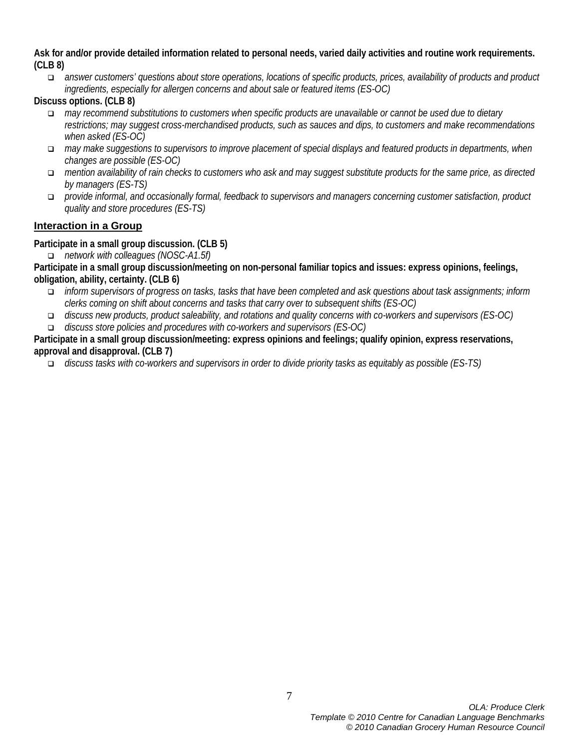**Ask for and/or provide detailed information related to personal needs, varied daily activities and routine work requirements. (CLB 8)**

- *answer customers' questions about store operations, locations of specific products, prices, availability of products and product ingredients, especially for allergen concerns and about sale or featured items (ES-OC)*

**Discuss options. (CLB 8)**

- *may recommend substitutions to customers when specific products are unavailable or cannot be used due to dietary restrictions; may suggest cross-merchandised products, such as sauces and dips, to customers and make recommendations when asked (ES-OC)*
- *may make suggestions to supervisors to improve placement of special displays and featured products in departments, when changes are possible (ES-OC)*
- *mention availability of rain checks to customers who ask and may suggest substitute products for the same price, as directed by managers (ES-TS)*
- *provide informal, and occasionally formal, feedback to supervisors and managers concerning customer satisfaction, product quality and store procedures (ES-TS)*

## Interaction in a Group

**Participate in a small group discussion. (CLB 5)**

- *network with colleagues (NOSC-A1.5f)*

**Participate in a small group discussion/meeting on non-personal familiar topics and issues: express opinions, feelings, obligation, ability, certainty. (CLB 6)**

- *inform supervisors of progress on tasks, tasks that have been completed and ask questions about task assignments; inform clerks coming on shift about concerns and tasks that carry over to subsequent shifts (ES-OC)*
- *discuss new products, product saleability, and rotations and quality concerns with co-workers and supervisors (ES-OC)*
- *discuss store policies and procedures with co-workers and supervisors (ES-OC)*

**Participate in a small group discussion/meeting: express opinions and feelings; qualify opinion, express reservations, approval and disapproval. (CLB 7)**

- *discuss tasks with co-workers and supervisors in order to divide priority tasks as equitably as possible (ES-TS)*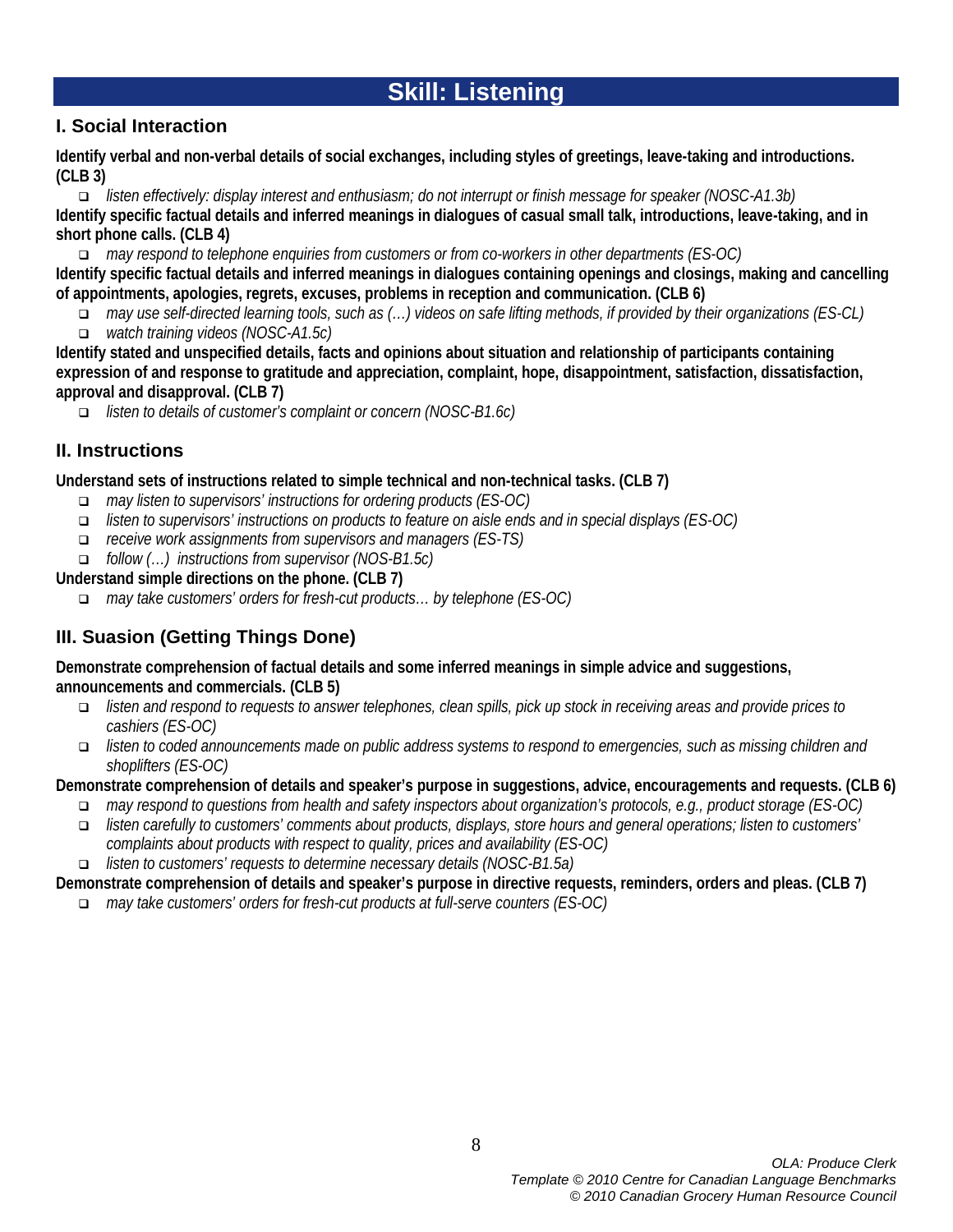# Skill: Listening

## I. Social Interaction

**Identify verbal and non-verbal details of social exchanges, including styles of greetings, leave-taking and introductions. (CLB 3)**

- *listen effectively: display interest and enthusiasm; do not interrupt or finish message for speaker (NOSC-A1.3b)*

**Identify specific factual details and inferred meanings in dialogues of casual small talk, introductions, leave-taking, and in short phone calls. (CLB 4)**

- *may respond to telephone enquiries from customers or from co-workers in other departments (ES-OC)*

**Identify specific factual details and inferred meanings in dialogues containing openings and closings, making and cancelling of appointments, apologies, regrets, excuses, problems in reception and communication. (CLB 6)**

- *may use self-directed learning tools, such as (…) videos on safe lifting methods, if provided by their organizations (ES-CL)*
- *watch training videos (NOSC-A1.5c)*

**Identify stated and unspecified details, facts and opinions about situation and relationship of participants containing expression of and response to gratitude and appreciation, complaint, hope, disappointment, satisfaction, dissatisfaction, approval and disapproval. (CLB 7)**

- *listen to details of customer's complaint or concern (NOSC-B1.6c)*

## II. Instructions

**Understand sets of instructions related to simple technical and non-technical tasks. (CLB 7)**

- *may listen to supervisors' instructions for ordering products (ES-OC)*
- *listen to supervisors' instructions on products to feature on aisle ends and in special displays (ES-OC)*
- *receive work assignments from supervisors and managers (ES-TS)*
- *follow (…) instructions from supervisor (NOS-B1.5c)*

**Understand simple directions on the phone. (CLB 7)**

- *may take customers' orders for fresh-cut products… by telephone (ES-OC)*

## III. Suasion (Getting Things Done)

**Demonstrate comprehension of factual details and some inferred meanings in simple advice and suggestions, announcements and commercials. (CLB 5)**

- *listen and respond to requests to answer telephones, clean spills, pick up stock in receiving areas and provide prices to cashiers (ES-OC)*
- *listen to coded announcements made on public address systems to respond to emergencies, such as missing children and shoplifters (ES-OC)*

**Demonstrate comprehension of details and speaker's purpose in suggestions, advice, encouragements and requests. (CLB 6)**

- *may respond to questions from health and safety inspectors about organization's protocols, e.g., product storage (ES-OC)*
- *listen carefully to customers' comments about products, displays, store hours and general operations; listen to customers' complaints about products with respect to quality, prices and availability (ES-OC)*
- *listen to customers' requests to determine necessary details (NOSC-B1.5a)*

**Demonstrate comprehension of details and speaker's purpose in directive requests, reminders, orders and pleas. (CLB 7)**

- *may take customers' orders for fresh-cut products at full-serve counters (ES-OC)*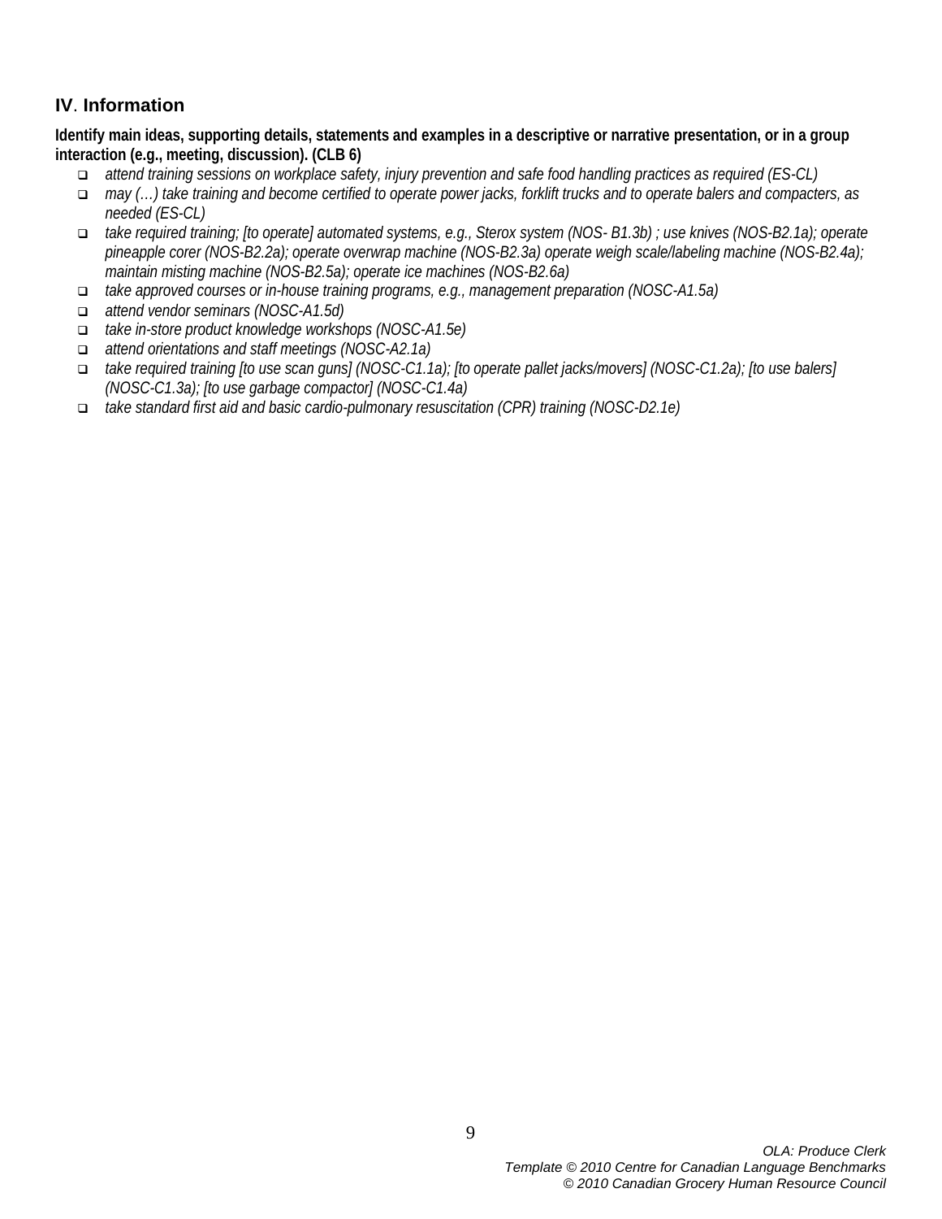## IV. Information

**Identify main ideas, supporting details, statements and examples in a descriptive or narrative presentation, or in a group interaction (e.g., meeting, discussion). (CLB 6)**

- *attend training sessions on workplace safety, injury prevention and safe food handling practices as required (ES-CL)*
- *may (…) take training and become certified to operate power jacks, forklift trucks and to operate balers and compacters, as needed (ES-CL)*
- *take required training; [to operate] automated systems, e.g., Sterox system (NOS- B1.3b) ; use knives (NOS-B2.1a); operate pineapple corer (NOS-B2.2a); operate overwrap machine (NOS-B2.3a) operate weigh scale/labeling machine (NOS-B2.4a); maintain misting machine (NOS-B2.5a); operate ice machines (NOS-B2.6a)*
- *take approved courses or in-house training programs, e.g., management preparation (NOSC-A1.5a)*
- *attend vendor seminars (NOSC-A1.5d)*
- *take in-store product knowledge workshops (NOSC-A1.5e)*
- *attend orientations and staff meetings (NOSC-A2.1a)*
- *take required training [to use scan guns] (NOSC-C1.1a); [to operate pallet jacks/movers] (NOSC-C1.2a); [to use balers] (NOSC-C1.3a); [to use garbage compactor] (NOSC-C1.4a)*
- *take standard first aid and basic cardio-pulmonary resuscitation (CPR) training (NOSC-D2.1e)*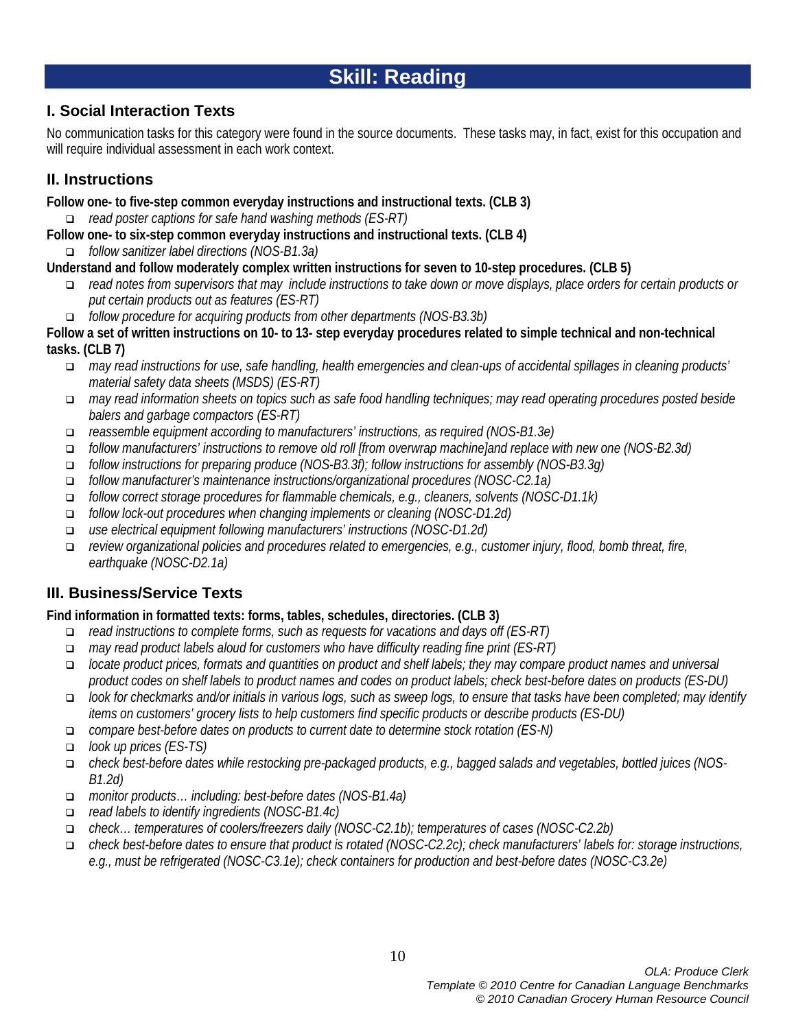# Skill: Reading

## I. Social Interaction Texts

No communication tasks for this category were found in the source documents. These tasks may, in fact, exist for this occupation and will require individual assessment in each work context.

## II. Instructions

**Follow one- to five-step common everyday instructions and instructional texts. (CLB 3)**

- *read poster captions for safe hand washing methods (ES-RT)*

**Follow one- to six-step common everyday instructions and instructional texts. (CLB 4)**

- *follow sanitizer label directions (NOS-B1.3a)*

**Understand and follow moderately complex written instructions for seven to 10-step procedures. (CLB 5)**

- *read notes from supervisors that may include instructions to take down or move displays, place orders for certain products or put certain products out as features (ES-RT)*
- *follow procedure for acquiring products from other departments (NOS-B3.3b)*

**Follow a set of written instructions on 10- to 13- step everyday procedures related to simple technical and non-technical tasks. (CLB 7)**

- *may read instructions for use, safe handling, health emergencies and clean-ups of accidental spillages in cleaning products' material safety data sheets (MSDS) (ES-RT)*
- *may read information sheets on topics such as safe food handling techniques; may read operating procedures posted beside balers and garbage compactors (ES-RT)*
- *reassemble equipment according to manufacturers' instructions, as required (NOS-B1.3e)*
- *follow manufacturers' instructions to remove old roll [from overwrap machine]and replace with new one (NOS-B2.3d)*
- *follow instructions for preparing produce (NOS-B3.3f); follow instructions for assembly (NOS-B3.3g)*
- *follow manufacturer's maintenance instructions/organizational procedures (NOSC-C2.1a)*
- *follow correct storage procedures for flammable chemicals, e.g., cleaners, solvents (NOSC-D1.1k)*
- *follow lock-out procedures when changing implements or cleaning (NOSC-D1.2d)*
- *use electrical equipment following manufacturers' instructions (NOSC-D1.2d)*
- *review organizational policies and procedures related to emergencies, e.g., customer injury, flood, bomb threat, fire, earthquake (NOSC-D2.1a)*

## III. Business/Service Texts

**Find information in formatted texts: forms, tables, schedules, directories. (CLB 3)**

- *read instructions to complete forms, such as requests for vacations and days off (ES-RT)*
- *may read product labels aloud for customers who have difficulty reading fine print (ES-RT)*
- *locate product prices, formats and quantities on product and shelf labels; they may compare product names and universal product codes on shelf labels to product names and codes on product labels; check best-before dates on products (ES-DU)*
- *look for checkmarks and/or initials in various logs, such as sweep logs, to ensure that tasks have been completed; may identify items on customers' grocery lists to help customers find specific products or describe products (ES-DU)*
- *compare best-before dates on products to current date to determine stock rotation (ES-N)*
- *look up prices (ES-TS)*
- *check best-before dates while restocking pre-packaged products, e.g., bagged salads and vegetables, bottled juices (NOS-B1.2d)*
- *monitor products… including: best-before dates (NOS-B1.4a)*
- *read labels to identify ingredients (NOSC-B1.4c)*
- *check… temperatures of coolers/freezers daily (NOSC-C2.1b); temperatures of cases (NOSC-C2.2b)*
- *check best-before dates to ensure that product is rotated (NOSC-C2.2c); check manufacturers' labels for: storage instructions, e.g., must be refrigerated (NOSC-C3.1e); check containers for production and best-before dates (NOSC-C3.2e)*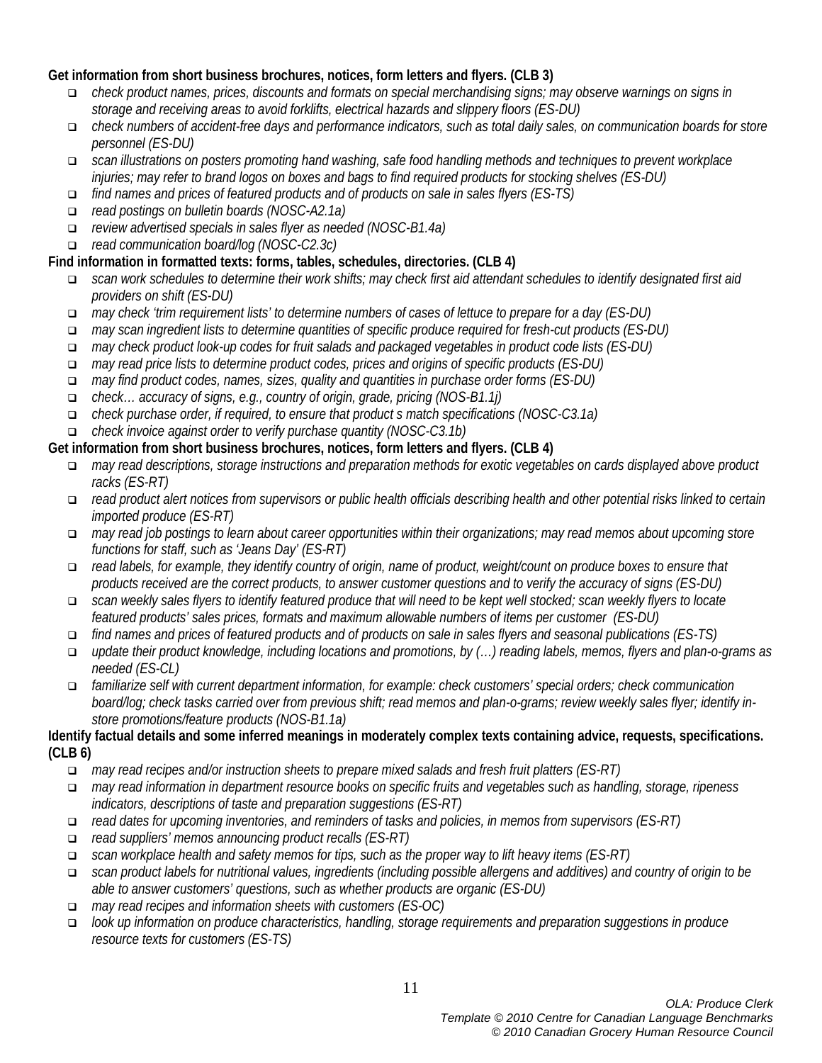**Get information from short business brochures, notices, form letters and flyers. (CLB 3)**

- *check product names, prices, discounts and formats on special merchandising signs; may observe warnings on signs in storage and receiving areas to avoid forklifts, electrical hazards and slippery floors (ES-DU)*
- *check numbers of accident-free days and performance indicators, such as total daily sales, on communication boards for store personnel (ES-DU)*
- *scan illustrations on posters promoting hand washing, safe food handling methods and techniques to prevent workplace injuries; may refer to brand logos on boxes and bags to find required products for stocking shelves (ES-DU)*
- *find names and prices of featured products and of products on sale in sales flyers (ES-TS)*
- *read postings on bulletin boards (NOSC-A2.1a)*
- *review advertised specials in sales flyer as needed (NOSC-B1.4a)*
- *read communication board/log (NOSC-C2.3c)*

**Find information in formatted texts: forms, tables, schedules, directories. (CLB 4)**

- *scan work schedules to determine their work shifts; may check first aid attendant schedules to identify designated first aid providers on shift (ES-DU)*
- *may check 'trim requirement lists' to determine numbers of cases of lettuce to prepare for a day (ES-DU)*
- *may scan ingredient lists to determine quantities of specific produce required for fresh-cut products (ES-DU)*
- *may check product look-up codes for fruit salads and packaged vegetables in product code lists (ES-DU)*
- *may read price lists to determine product codes, prices and origins of specific products (ES-DU)*
- *may find product codes, names, sizes, quality and quantities in purchase order forms (ES-DU)*
- *check… accuracy of signs, e.g., country of origin, grade, pricing (NOS-B1.1j)*
- *check purchase order, if required, to ensure that product s match specifications (NOSC-C3.1a)*
- *check invoice against order to verify purchase quantity (NOSC-C3.1b)*

**Get information from short business brochures, notices, form letters and flyers. (CLB 4)**

- *may read descriptions, storage instructions and preparation methods for exotic vegetables on cards displayed above product racks (ES-RT)*
- *read product alert notices from supervisors or public health officials describing health and other potential risks linked to certain imported produce (ES-RT)*
- *may read job postings to learn about career opportunities within their organizations; may read memos about upcoming store functions for staff, such as 'Jeans Day' (ES-RT)*
- *read labels, for example, they identify country of origin, name of product, weight/count on produce boxes to ensure that products received are the correct products, to answer customer questions and to verify the accuracy of signs (ES-DU)*
- *scan weekly sales flyers to identify featured produce that will need to be kept well stocked; scan weekly flyers to locate featured products' sales prices, formats and maximum allowable numbers of items per customer (ES-DU)*
- *find names and prices of featured products and of products on sale in sales flyers and seasonal publications (ES-TS)*
- *update their product knowledge, including locations and promotions, by (…) reading labels, memos, flyers and plan-o-grams as needed (ES-CL)*
- *familiarize self with current department information, for example: check customers' special orders; check communication board/log; check tasks carried over from previous shift; read memos and plan-o-grams; review weekly sales flyer; identify in-store promotions/feature products (NOS-B1.1a)*

**Identify factual details and some inferred meanings in moderately complex texts containing advice, requests, specifications. (CLB 6)**

- *may read recipes and/or instruction sheets to prepare mixed salads and fresh fruit platters (ES-RT)*
- *may read information in department resource books on specific fruits and vegetables such as handling, storage, ripeness indicators, descriptions of taste and preparation suggestions (ES-RT)*
- *read dates for upcoming inventories, and reminders of tasks and policies, in memos from supervisors (ES-RT)*
- *read suppliers' memos announcing product recalls (ES-RT)*
- *scan workplace health and safety memos for tips, such as the proper way to lift heavy items (ES-RT)*
- *scan product labels for nutritional values, ingredients (including possible allergens and additives) and country of origin to be able to answer customers' questions, such as whether products are organic (ES-DU)*
- *may read recipes and information sheets with customers (ES-OC)*
- *look up information on produce characteristics, handling, storage requirements and preparation suggestions in produce resource texts for customers (ES-TS)*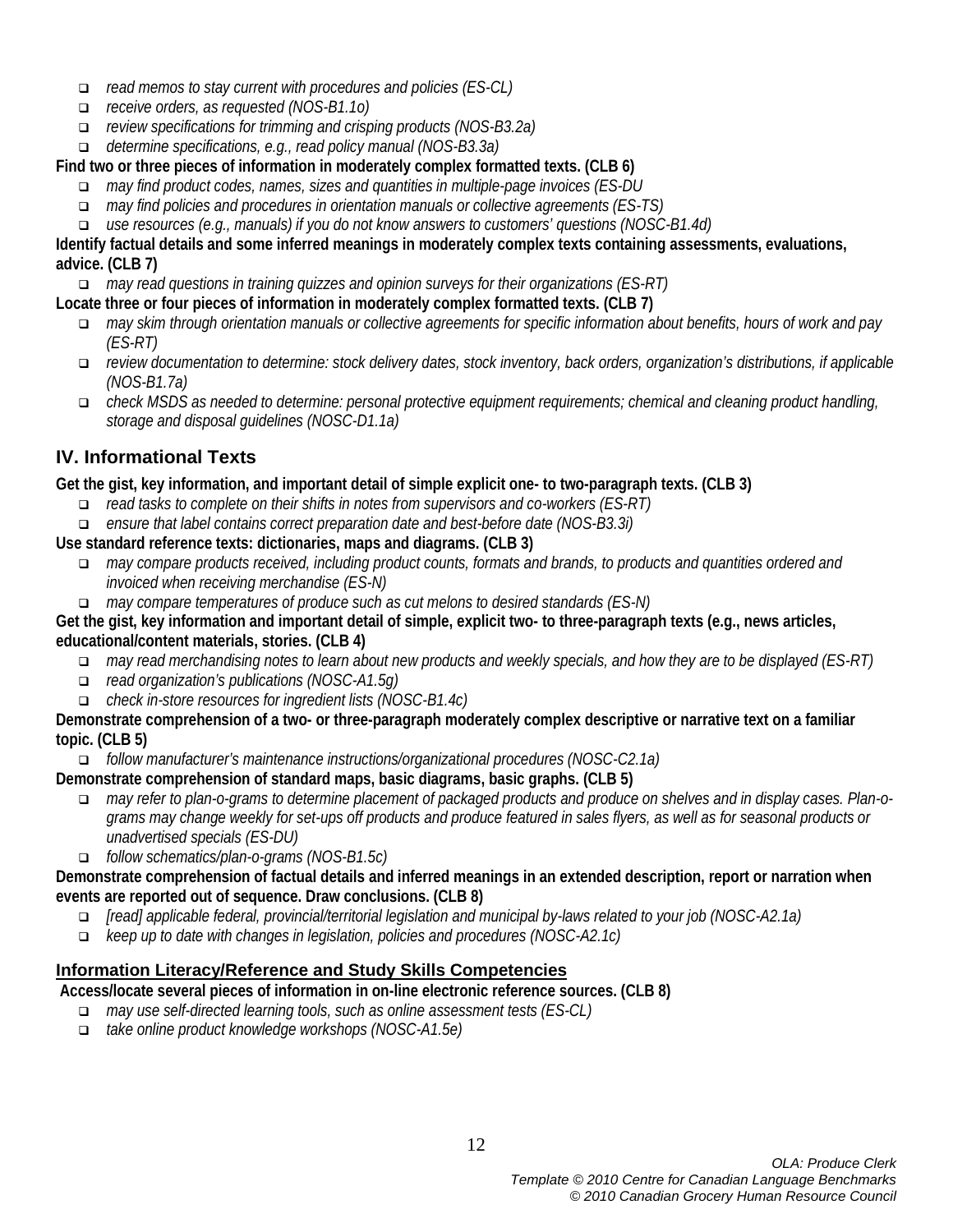- *read memos to stay current with procedures and policies (ES-CL)*
- *receive orders, as requested (NOS-B1.1o)*
- *review specifications for trimming and crisping products (NOS-B3.2a)*
- *determine specifications, e.g., read policy manual (NOS-B3.3a)*

**Find two or three pieces of information in moderately complex formatted texts. (CLB 6)**

- *may find product codes, names, sizes and quantities in multiple-page invoices (ES-DU*
- *may find policies and procedures in orientation manuals or collective agreements (ES-TS)*
- *use resources (e.g., manuals) if you do not know answers to customers' questions (NOSC-B1.4d)*

**Identify factual details and some inferred meanings in moderately complex texts containing assessments, evaluations, advice. (CLB 7)**

- *may read questions in training quizzes and opinion surveys for their organizations (ES-RT)*

**Locate three or four pieces of information in moderately complex formatted texts. (CLB 7)**

- *may skim through orientation manuals or collective agreements for specific information about benefits, hours of work and pay (ES-RT)*
- *review documentation to determine: stock delivery dates, stock inventory, back orders, organization's distributions, if applicable (NOS-B1.7a)*
- *check MSDS as needed to determine: personal protective equipment requirements; chemical and cleaning product handling, storage and disposal guidelines (NOSC-D1.1a)*

## IV. Informational Texts

**Get the gist, key information, and important detail of simple explicit one- to two-paragraph texts. (CLB 3)**

- *read tasks to complete on their shifts in notes from supervisors and co-workers (ES-RT)*
- *ensure that label contains correct preparation date and best-before date (NOS-B3.3i)*

**Use standard reference texts: dictionaries, maps and diagrams. (CLB 3)**

- *may compare products received, including product counts, formats and brands, to products and quantities ordered and invoiced when receiving merchandise (ES-N)*
- *may compare temperatures of produce such as cut melons to desired standards (ES-N)*

**Get the gist, key information and important detail of simple, explicit two- to three-paragraph texts (e.g., news articles, educational/content materials, stories. (CLB 4)**

- *may read merchandising notes to learn about new products and weekly specials, and how they are to be displayed (ES-RT)*
- *read organization's publications (NOSC-A1.5g)*
- *check in-store resources for ingredient lists (NOSC-B1.4c)*

**Demonstrate comprehension of a two- or three-paragraph moderately complex descriptive or narrative text on a familiar topic. (CLB 5)**

- *follow manufacturer's maintenance instructions/organizational procedures (NOSC-C2.1a)*

**Demonstrate comprehension of standard maps, basic diagrams, basic graphs. (CLB 5)**

- *may refer to plan-o-grams to determine placement of packaged products and produce on shelves and in display cases. Plan-o-grams may change weekly for set-ups off products and produce featured in sales flyers, as well as for seasonal products or unadvertised specials (ES-DU)*
- *follow schematics/plan-o-grams (NOS-B1.5c)*

**Demonstrate comprehension of factual details and inferred meanings in an extended description, report or narration when events are reported out of sequence. Draw conclusions. (CLB 8)**

- *[read] applicable federal, provincial/territorial legislation and municipal by-laws related to your job (NOSC-A2.1a)*
- *keep up to date with changes in legislation, policies and procedures (NOSC-A2.1c)*

### Information Literacy/Reference and Study Skills Competencies

**Access/locate several pieces of information in on-line electronic reference sources. (CLB 8)**

- *may use self-directed learning tools, such as online assessment tests (ES-CL)*
- *take online product knowledge workshops (NOSC-A1.5e)*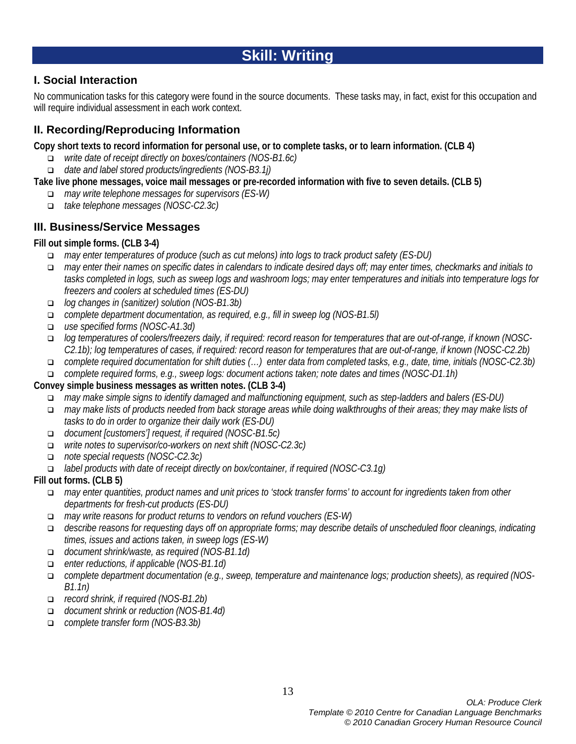# Skill: Writing

## I. Social Interaction

No communication tasks for this category were found in the source documents. These tasks may, in fact, exist for this occupation and will require individual assessment in each work context.

## II. Recording/Reproducing Information

**Copy short texts to record information for personal use, or to complete tasks, or to learn information. (CLB 4)**

- *write date of receipt directly on boxes/containers (NOS-B1.6c)*
- *date and label stored products/ingredients (NOS-B3.1j)*

**Take live phone messages, voice mail messages or pre-recorded information with five to seven details. (CLB 5)**

- *may write telephone messages for supervisors (ES-W)*
- *take telephone messages (NOSC-C2.3c)*

## III. Business/Service Messages

**Fill out simple forms. (CLB 3-4)**

- *may enter temperatures of produce (such as cut melons) into logs to track product safety (ES-DU)*
- *may enter their names on specific dates in calendars to indicate desired days off; may enter times, checkmarks and initials to tasks completed in logs, such as sweep logs and washroom logs; may enter temperatures and initials into temperature logs for freezers and coolers at scheduled times (ES-DU)*
- *log changes in (sanitizer) solution (NOS-B1.3b)*
- *complete department documentation, as required, e.g., fill in sweep log (NOS-B1.5l)*
- *use specified forms (NOSC-A1.3d)*
- *log temperatures of coolers/freezers daily, if required: record reason for temperatures that are out-of-range, if known (NOSC-C2.1b); log temperatures of cases, if required: record reason for temperatures that are out-of-range, if known (NOSC-C2.2b)*
- *complete required documentation for shift duties (…) enter data from completed tasks, e.g., date, time, initials (NOSC-C2.3b)*
- *complete required forms, e.g., sweep logs: document actions taken; note dates and times (NOSC-D1.1h)*

**Convey simple business messages as written notes. (CLB 3-4)**

- *may make simple signs to identify damaged and malfunctioning equipment, such as step-ladders and balers (ES-DU)*
- *may make lists of products needed from back storage areas while doing walkthroughs of their areas; they may make lists of tasks to do in order to organize their daily work (ES-DU)*
- *document [customers'] request, if required (NOSC-B1.5c)*
- *write notes to supervisor/co-workers on next shift (NOSC-C2.3c)*
- *note special requests (NOSC-C2.3c)*
- *label products with date of receipt directly on box/container, if required (NOSC-C3.1g)*

**Fill out forms. (CLB 5)**

- *may enter quantities, product names and unit prices to 'stock transfer forms' to account for ingredients taken from other departments for fresh-cut products (ES-DU)*
- *may write reasons for product returns to vendors on refund vouchers (ES-W)*
- *describe reasons for requesting days off on appropriate forms; may describe details of unscheduled floor cleanings, indicating times, issues and actions taken, in sweep logs (ES-W)*
- *document shrink/waste, as required (NOS-B1.1d)*
- *enter reductions, if applicable (NOS-B1.1d)*
- *complete department documentation (e.g., sweep, temperature and maintenance logs; production sheets), as required (NOS-B1.1n)*
- *record shrink, if required (NOS-B1.2b)*
- *document shrink or reduction (NOS-B1.4d)*
- *complete transfer form (NOS-B3.3b)*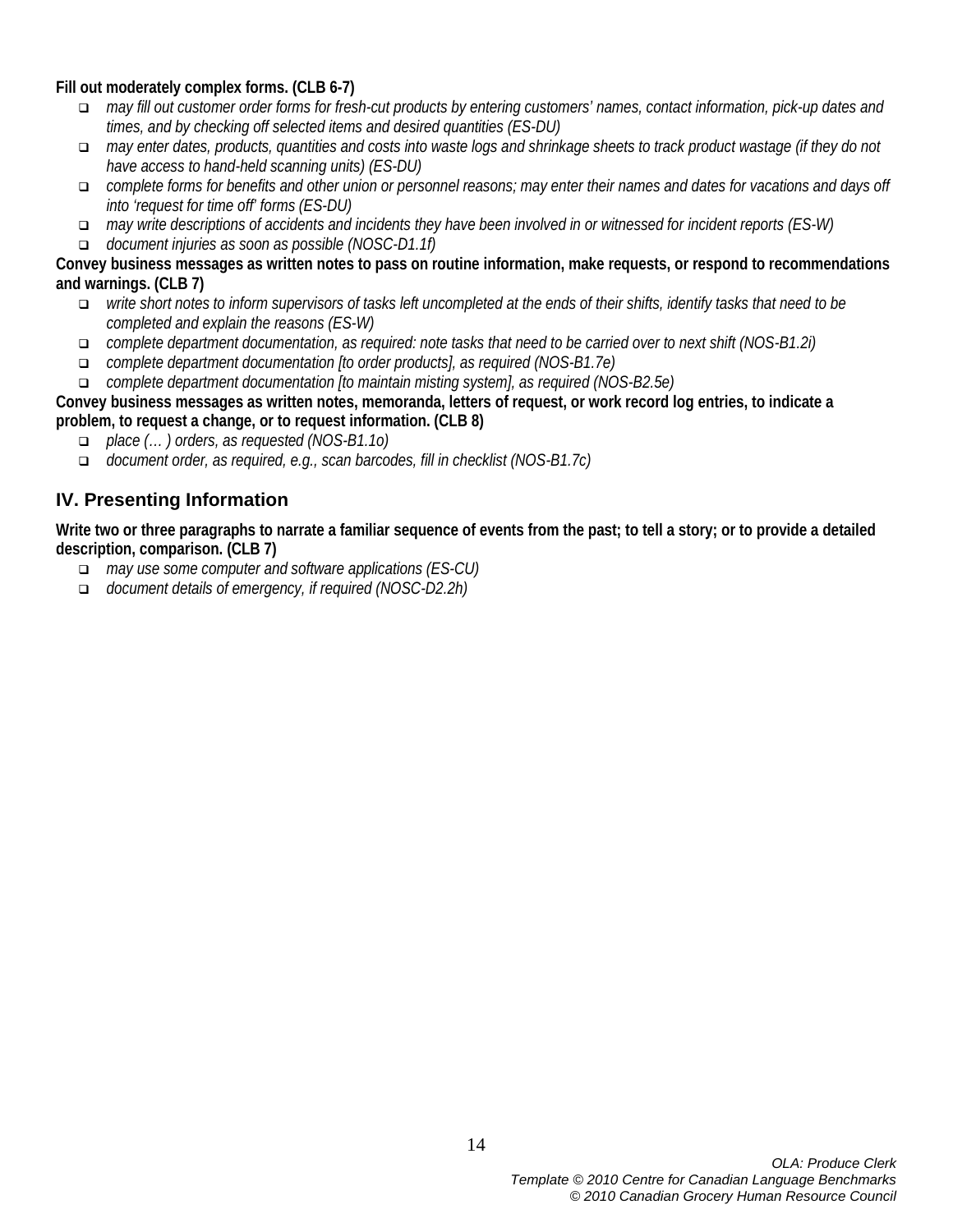**Fill out moderately complex forms. (CLB 6-7)**

- *may fill out customer order forms for fresh-cut products by entering customers' names, contact information, pick-up dates and times, and by checking off selected items and desired quantities (ES-DU)*
- *may enter dates, products, quantities and costs into waste logs and shrinkage sheets to track product wastage (if they do not have access to hand-held scanning units) (ES-DU)*
- *complete forms for benefits and other union or personnel reasons; may enter their names and dates for vacations and days off into 'request for time off' forms (ES-DU)*
- *may write descriptions of accidents and incidents they have been involved in or witnessed for incident reports (ES-W)*
- *document injuries as soon as possible (NOSC-D1.1f)*

**Convey business messages as written notes to pass on routine information, make requests, or respond to recommendations and warnings. (CLB 7)**

- *write short notes to inform supervisors of tasks left uncompleted at the ends of their shifts, identify tasks that need to be completed and explain the reasons (ES-W)*
- *complete department documentation, as required: note tasks that need to be carried over to next shift (NOS-B1.2i)*
- *complete department documentation [to order products], as required (NOS-B1.7e)*
- *complete department documentation [to maintain misting system], as required (NOS-B2.5e)*

**Convey business messages as written notes, memoranda, letters of request, or work record log entries, to indicate a problem, to request a change, or to request information. (CLB 8)**

- *place (… ) orders, as requested (NOS-B1.1o)*
- *document order, as required, e.g., scan barcodes, fill in checklist (NOS-B1.7c)*

## IV. Presenting Information

**Write two or three paragraphs to narrate a familiar sequence of events from the past; to tell a story; or to provide a detailed description, comparison. (CLB 7)**

- *may use some computer and software applications (ES-CU)*
- *document details of emergency, if required (NOSC-D2.2h)*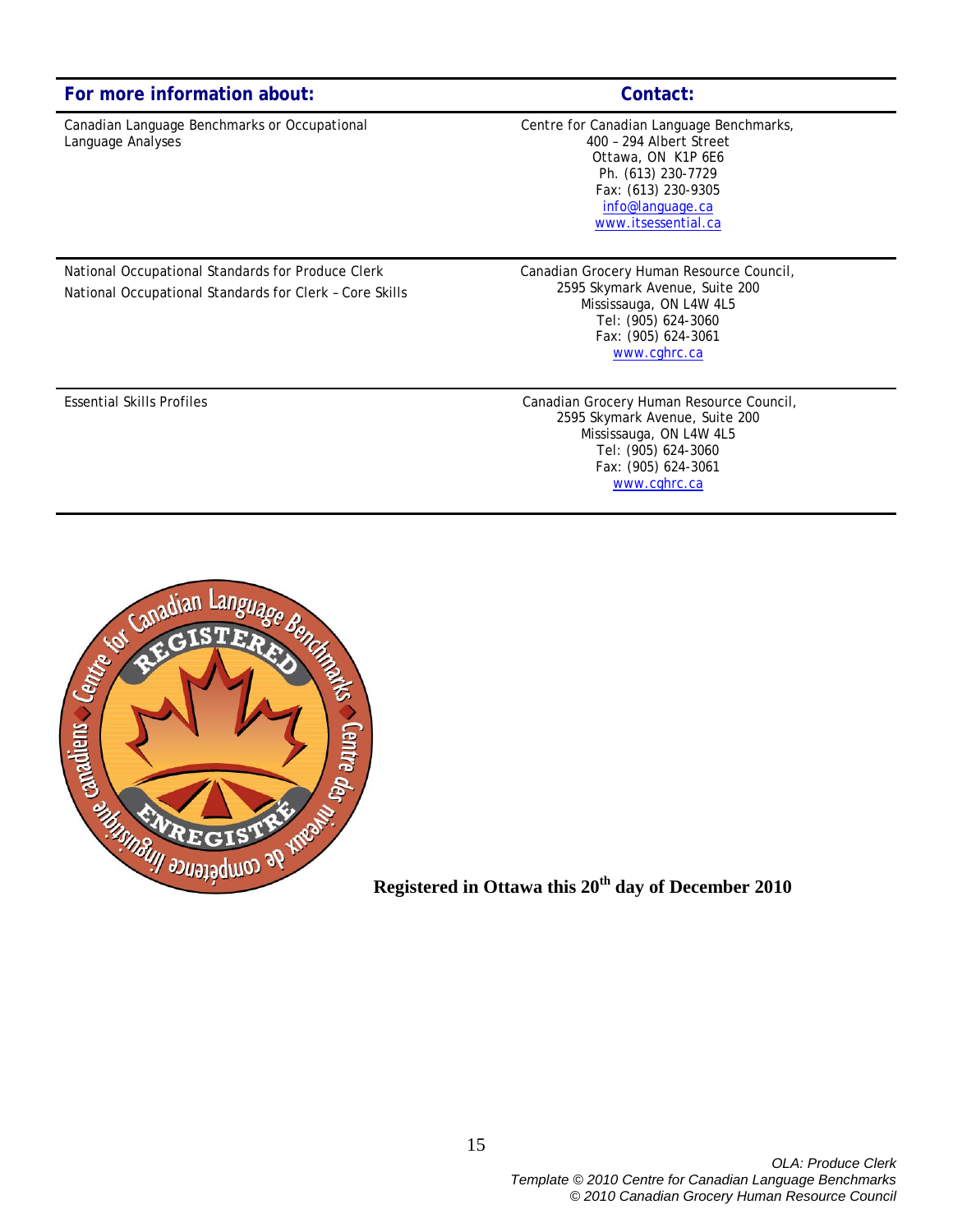| For more information about: | Contact: |
| --- | --- |
| Canadian Language Benchmarks or Occupational Language Analyses | Centre for Canadian Language Benchmarks, 400 – 294 Albert Street Ottawa, ON K1P 6E6 Ph. (613) 230-7729 Fax: (613) 230-9305 info@language.ca www.itsessential.ca |
| National Occupational Standards for Produce Clerk National Occupational Standards for Clerk – Core Skills | Canadian Grocery Human Resource Council, 2595 Skymark Avenue, Suite 200 Mississauga, ON L4W 4L5 Tel: (905) 624-3060 Fax: (905) 624-3061 www.cghrc.ca |
| Essential Skills Profiles | Canadian Grocery Human Resource Council, 2595 Skymark Avenue, Suite 200 Mississauga, ON L4W 4L5 Tel: (905) 624-3060 Fax: (905) 624-3061 www.cghrc.ca |

Centre for Canadian Language Benchmarks • REGISTERED • ENREGISTRÉ • Centre des niveaux de compétence linguistique canadiens

**Registered in Ottawa this 20th day of December 2010**

*OLA: Produce Clerk*
*Template © 2010 Centre for Canadian Language Benchmarks*
*© 2010 Canadian Grocery Human Resource Council*